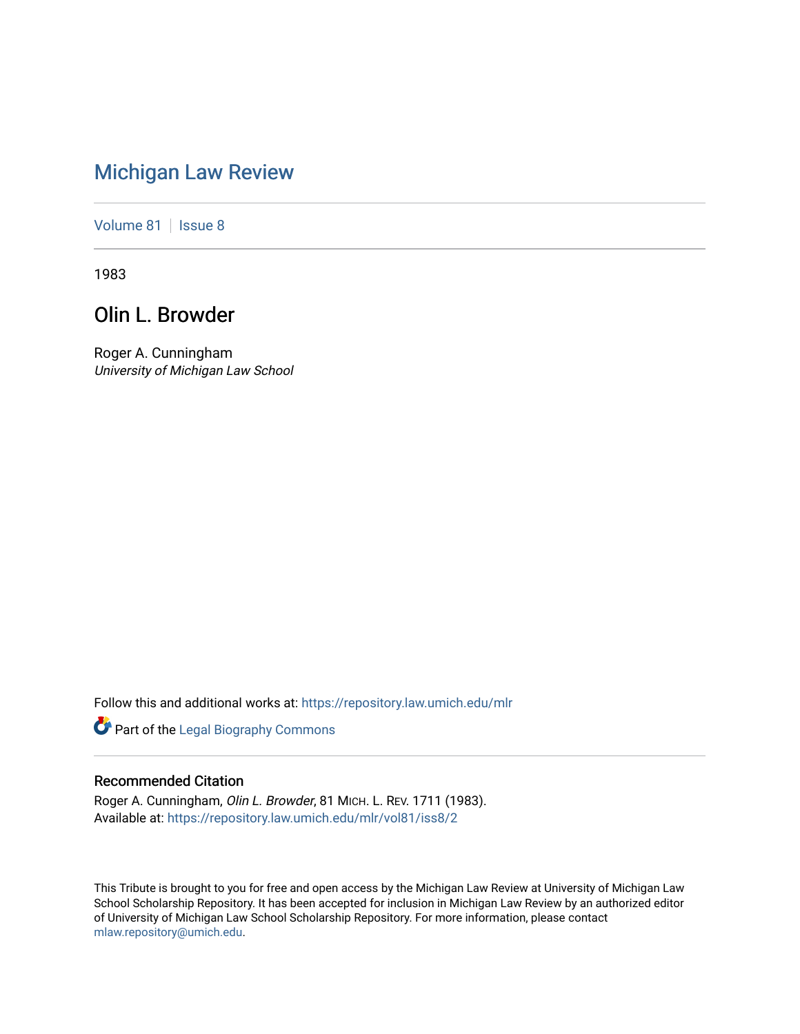# Michigan Law Review

Volume 81 | Issue 8

1983

## Olin L. Browder

Roger A. Cunningham
*University of Michigan Law School*

Follow this and additional works at: https://repository.law.umich.edu/mlr

Part of the Legal Biography Commons

### Recommended Citation

Roger A. Cunningham, *Olin L. Browder*, 81 MICH. L. REV. 1711 (1983).
Available at: https://repository.law.umich.edu/mlr/vol81/iss8/2

This Tribute is brought to you for free and open access by the Michigan Law Review at University of Michigan Law School Scholarship Repository. It has been accepted for inclusion in Michigan Law Review by an authorized editor of University of Michigan Law School Scholarship Repository. For more information, please contact mlaw.repository@umich.edu.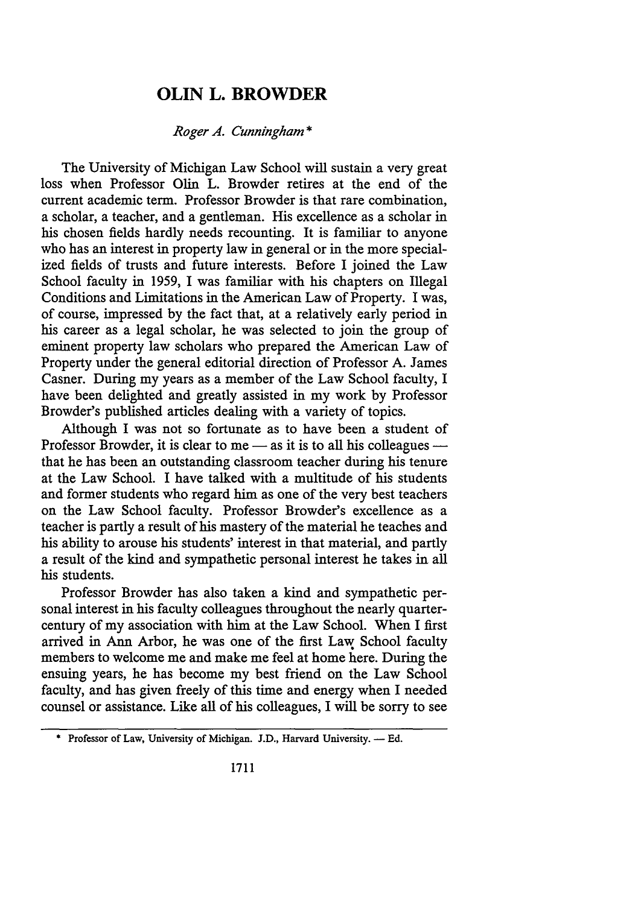# OLIN L. BROWDER

*Roger A. Cunningham\**

The University of Michigan Law School will sustain a very great loss when Professor Olin L. Browder retires at the end of the current academic term. Professor Browder is that rare combination, a scholar, a teacher, and a gentleman. His excellence as a scholar in his chosen fields hardly needs recounting. It is familiar to anyone who has an interest in property law in general or in the more specialized fields of trusts and future interests. Before I joined the Law School faculty in 1959, I was familiar with his chapters on Illegal Conditions and Limitations in the American Law of Property. I was, of course, impressed by the fact that, at a relatively early period in his career as a legal scholar, he was selected to join the group of eminent property law scholars who prepared the American Law of Property under the general editorial direction of Professor A. James Casner. During my years as a member of the Law School faculty, I have been delighted and greatly assisted in my work by Professor Browder's published articles dealing with a variety of topics.

Although I was not so fortunate as to have been a student of Professor Browder, it is clear to me — as it is to all his colleagues — that he has been an outstanding classroom teacher during his tenure at the Law School. I have talked with a multitude of his students and former students who regard him as one of the very best teachers on the Law School faculty. Professor Browder's excellence as a teacher is partly a result of his mastery of the material he teaches and his ability to arouse his students' interest in that material, and partly a result of the kind and sympathetic personal interest he takes in all his students.

Professor Browder has also taken a kind and sympathetic personal interest in his faculty colleagues throughout the nearly quarter-century of my association with him at the Law School. When I first arrived in Ann Arbor, he was one of the first Law School faculty members to welcome me and make me feel at home here. During the ensuing years, he has become my best friend on the Law School faculty, and has given freely of this time and energy when I needed counsel or assistance. Like all of his colleagues, I will be sorry to see

\* Professor of Law, University of Michigan. J.D., Harvard University. — Ed.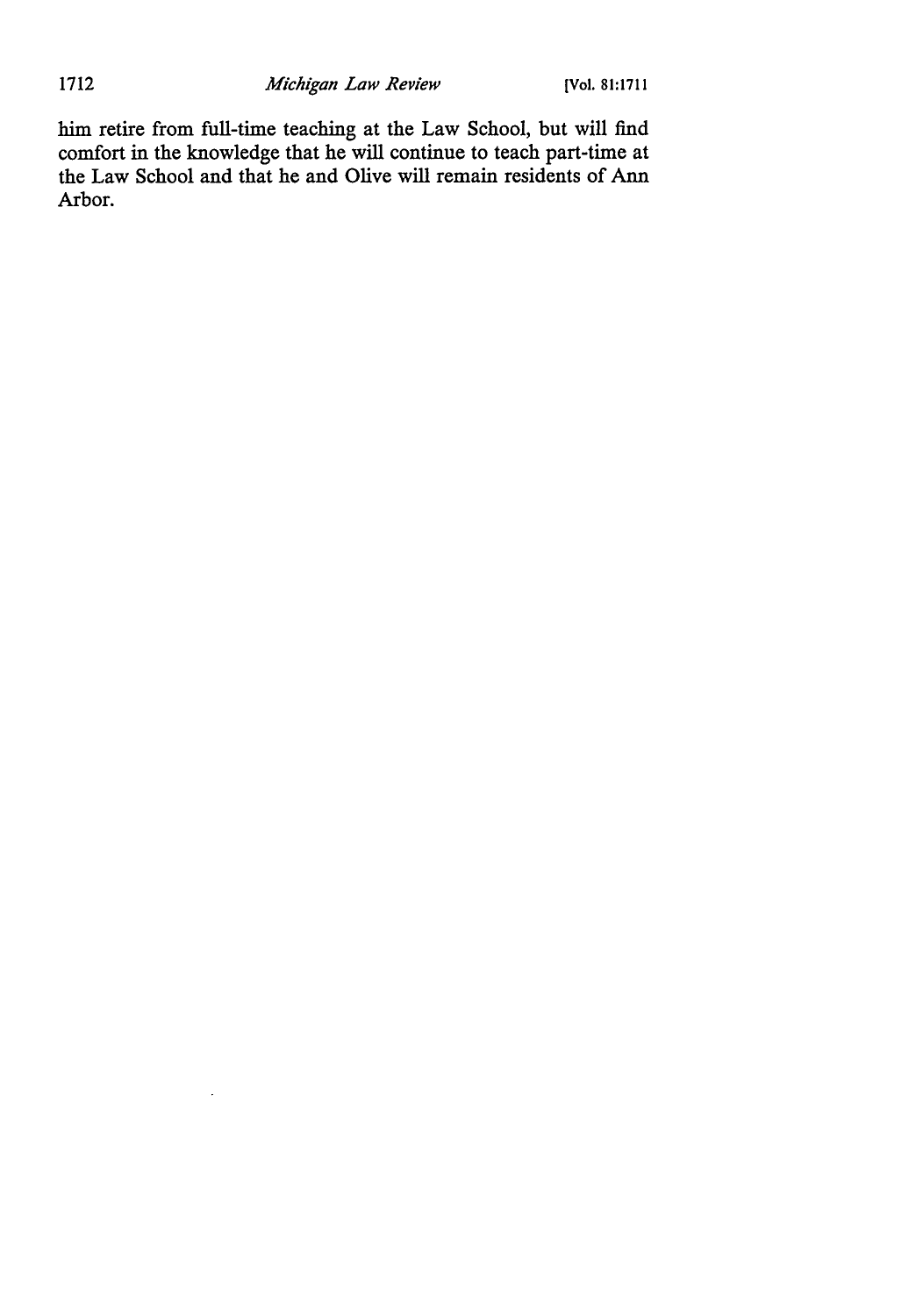him retire from full-time teaching at the Law School, but will find comfort in the knowledge that he will continue to teach part-time at the Law School and that he and Olive will remain residents of Ann Arbor.